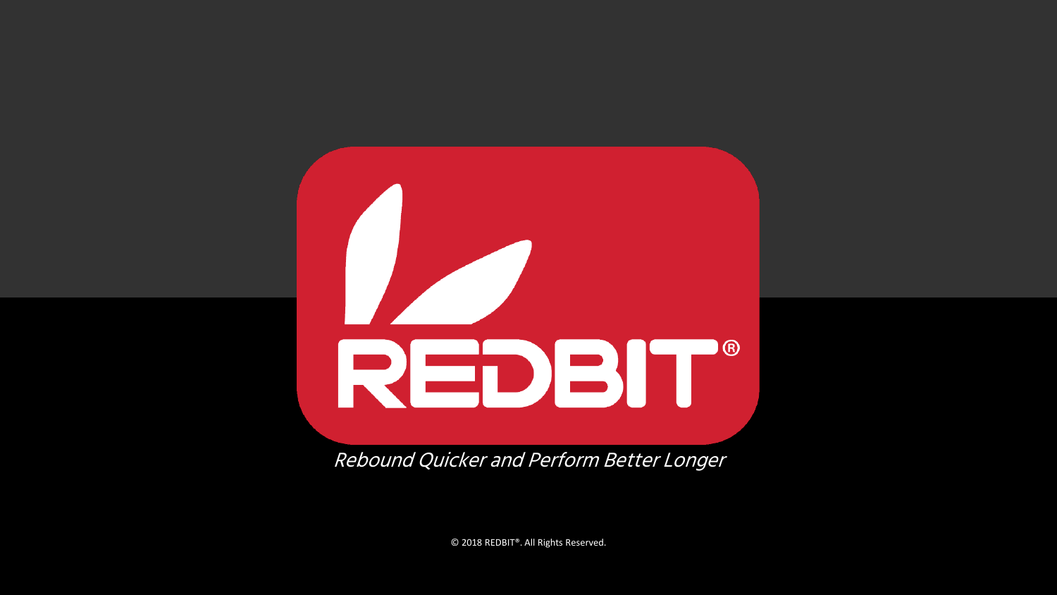# REDBIT®

*Rebound Quicker and Perform Better Longer*

© 2018 REDBIT®. All Rights Reserved.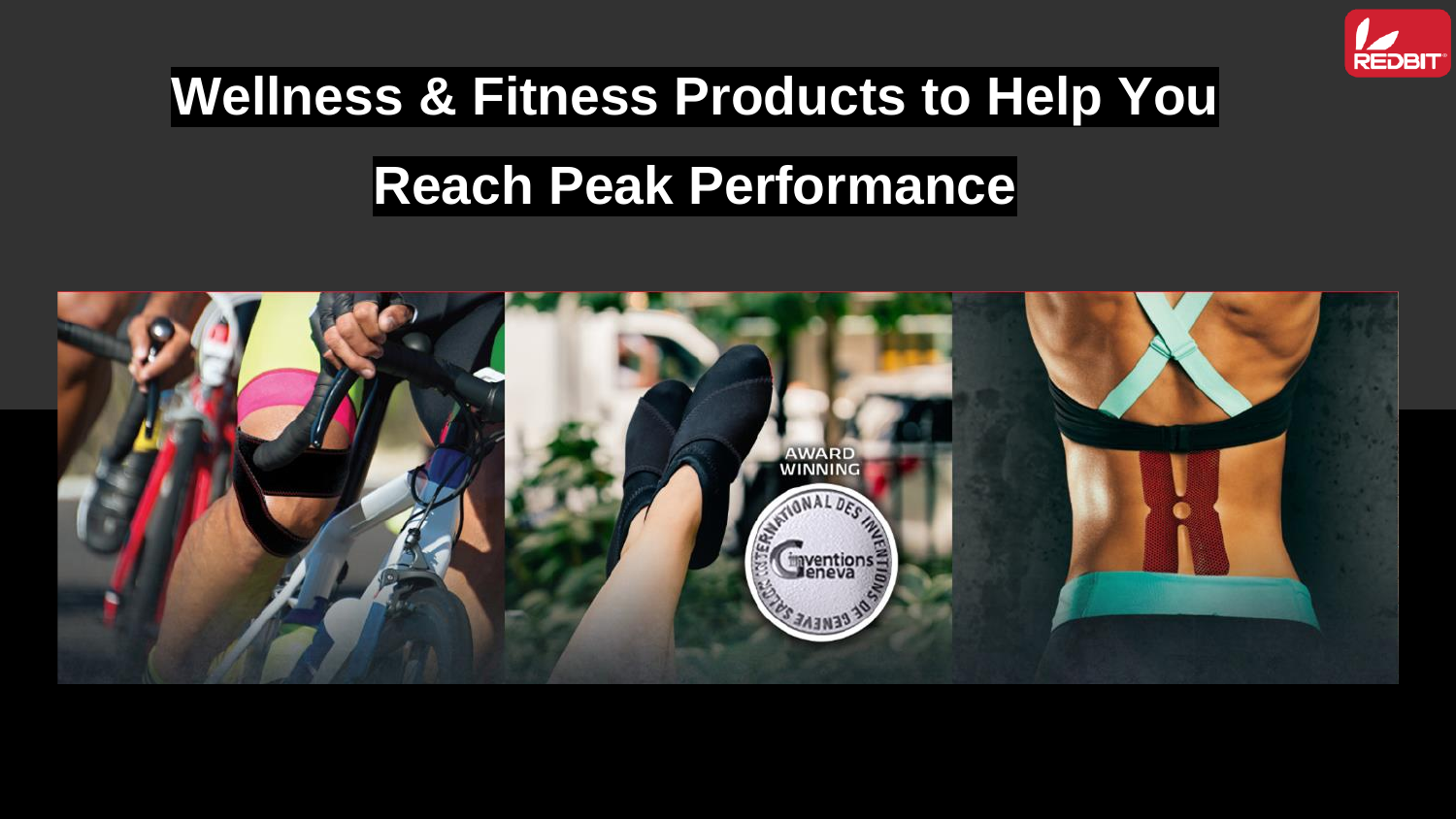# Wellness & Fitness Products to Help You Reach Peak Performance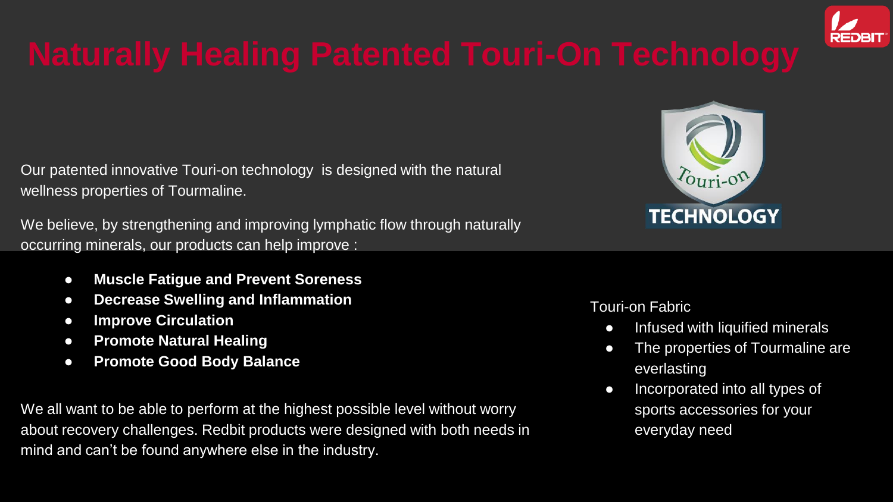# Naturally Healing Patented Touri-On Technology

Our patented innovative Touri-on technology is designed with the natural wellness properties of Tourmaline.

We believe, by strengthening and improving lymphatic flow through naturally occurring minerals, our products can help improve :

- **Muscle Fatigue and Prevent Soreness**
- **Decrease Swelling and Inflammation**
- **Improve Circulation**
- **Promote Natural Healing**
- **Promote Good Body Balance**

We all want to be able to perform at the highest possible level without worry about recovery challenges. Redbit products were designed with both needs in mind and can't be found anywhere else in the industry.

Touri-on Fabric

- Infused with liquified minerals
- The properties of Tourmaline are everlasting
- Incorporated into all types of sports accessories for your everyday need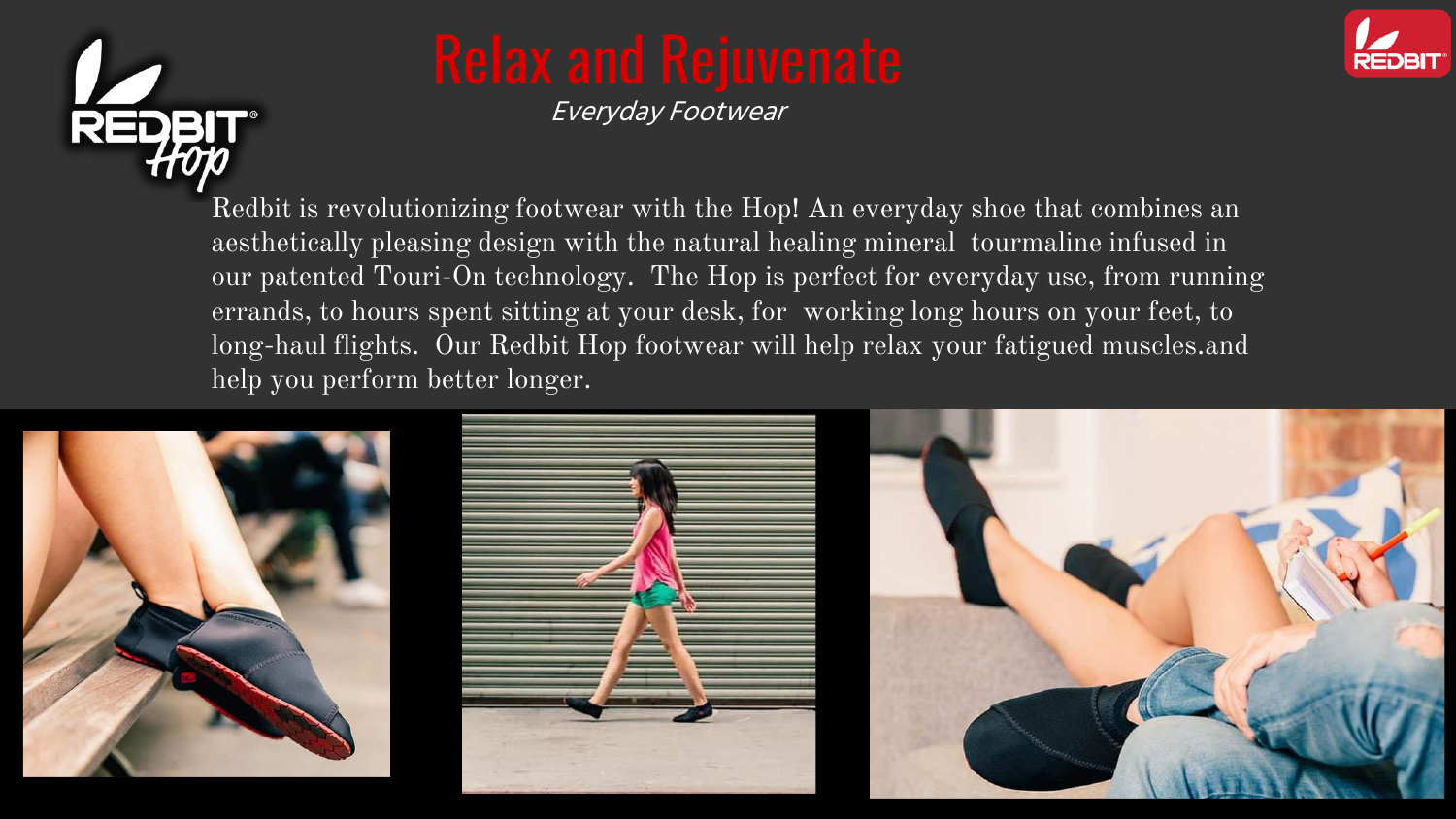# Relax and Rejuvenate

*Everyday Footwear*

Redbit is revolutionizing footwear with the Hop! An everyday shoe that combines an aesthetically pleasing design with the natural healing mineral tourmaline infused in our patented Touri-On technology. The Hop is perfect for everyday use, from running errands, to hours spent sitting at your desk, for working long hours on your feet, to long-haul flights. Our Redbit Hop footwear will help relax your fatigued muscles.and help you perform better longer.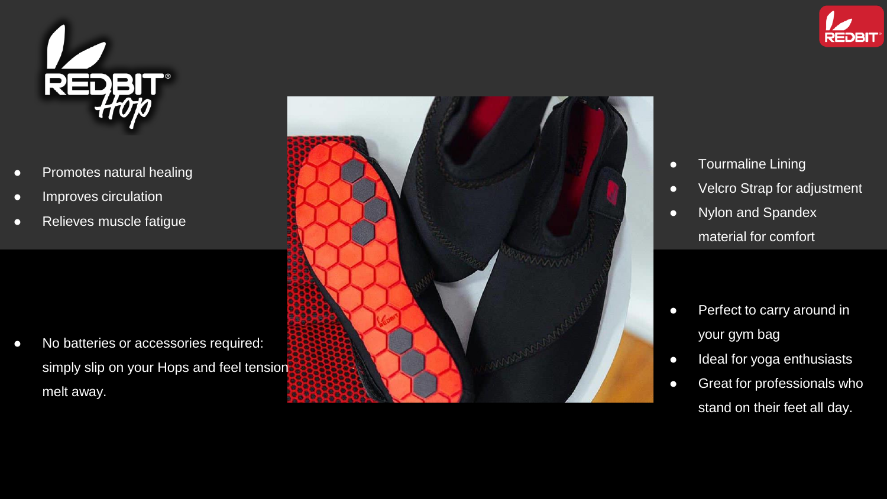# REDBIT Hop

- Promotes natural healing
- Improves circulation
- Relieves muscle fatigue

- No batteries or accessories required: simply slip on your Hops and feel tension melt away.

- Tourmaline Lining
- Velcro Strap for adjustment
- Nylon and Spandex material for comfort

- Perfect to carry around in your gym bag
- Ideal for yoga enthusiasts
- Great for professionals who stand on their feet all day.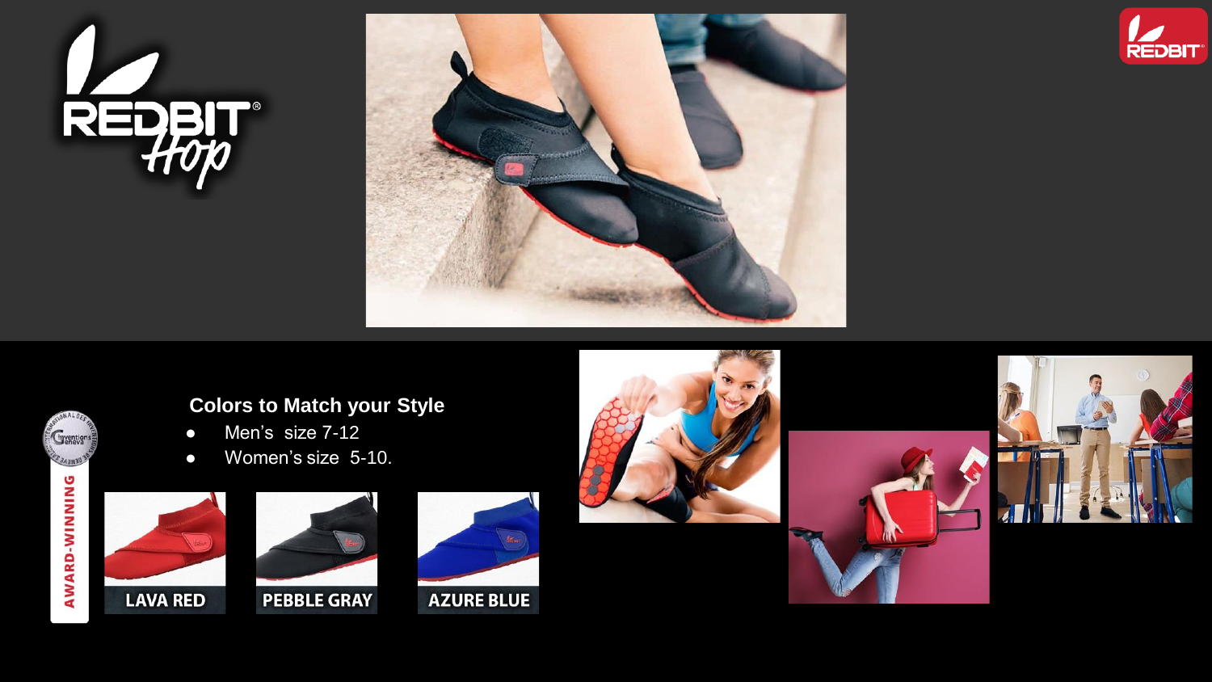REDBIT Hop

## Colors to Match your Style

- Men's size 7-12
- Women's size 5-10.

AWARD-WINNING

LAVA RED

PEBBLE GRAY

AZURE BLUE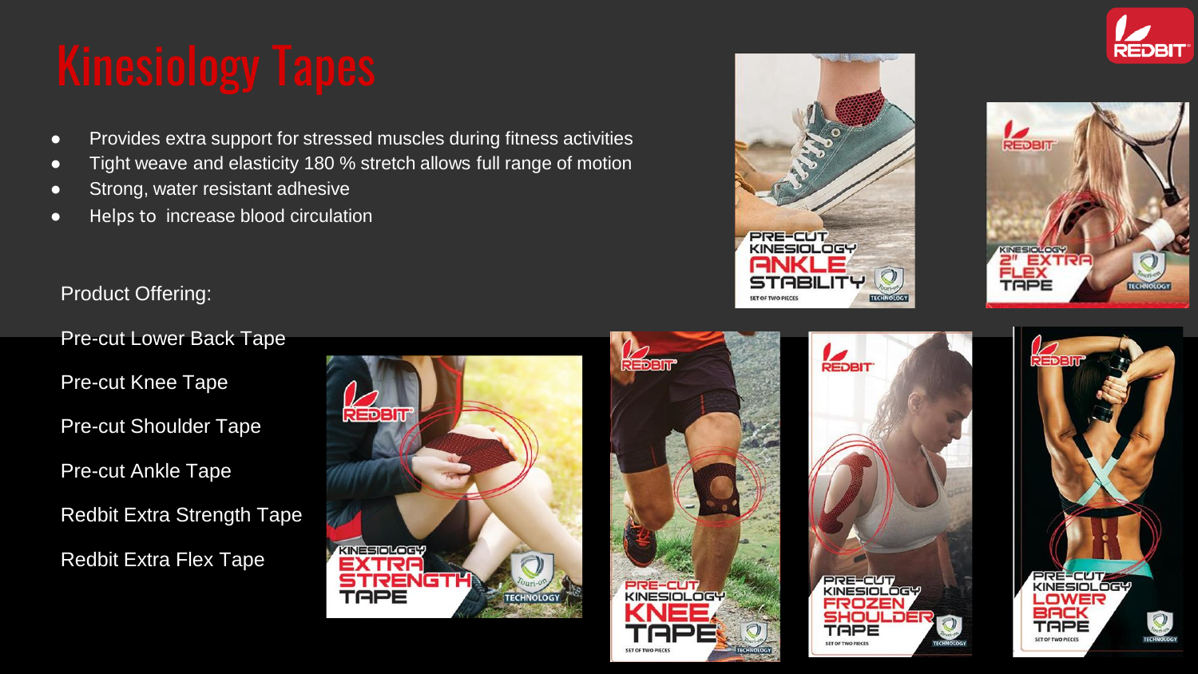# Kinesiology Tapes

- Provides extra support for stressed muscles during fitness activities
- Tight weave and elasticity 180 % stretch allows full range of motion
- Strong, water resistant adhesive
- Helps to increase blood circulation

Product Offering:

Pre-cut Lower Back Tape

Pre-cut Knee Tape

Pre-cut Shoulder Tape

Pre-cut Ankle Tape

Redbit Extra Strength Tape

Redbit Extra Flex Tape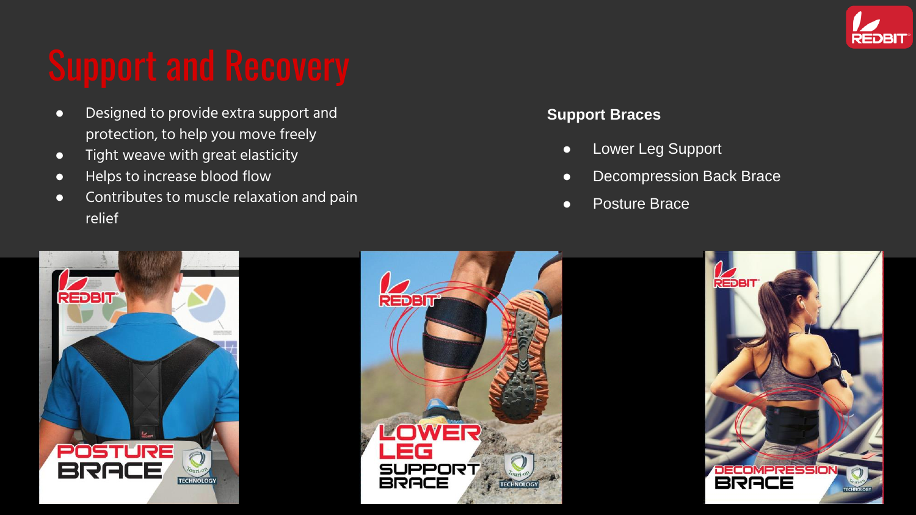# Support and Recovery

- Designed to provide extra support and protection, to help you move freely
- Tight weave with great elasticity
- Helps to increase blood flow
- Contributes to muscle relaxation and pain relief

**Support Braces**

- Lower Leg Support
- Decompression Back Brace
- Posture Brace